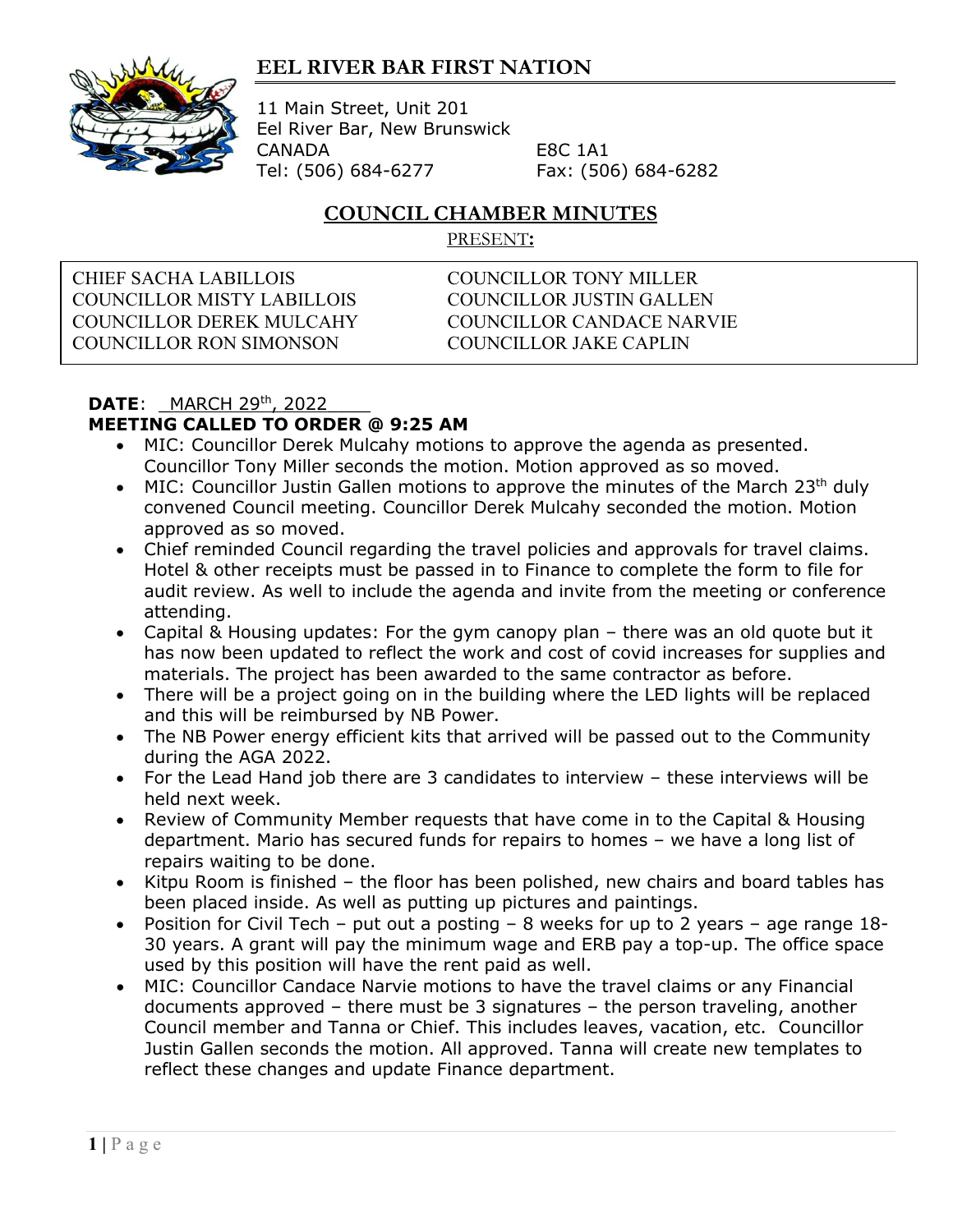# EEL RIVER BAR FIRST NATION

11 Main Street, Unit 201
Eel River Bar, New Brunswick
CANADA E8C 1A1
Tel: (506) 684-6277 Fax: (506) 684-6282

## COUNCIL CHAMBER MINUTES

PRESENT:

| | |
|---|---|
| CHIEF SACHA LABILLOIS | COUNCILLOR TONY MILLER |
| COUNCILLOR MISTY LABILLOIS | COUNCILLOR JUSTIN GALLEN |
| COUNCILLOR DEREK MULCAHY | COUNCILLOR CANDACE NARVIE |
| COUNCILLOR RON SIMONSON | COUNCILLOR JAKE CAPLIN |

**DATE**: MARCH 29th, 2022

**MEETING CALLED TO ORDER @ 9:25 AM**

- MIC: Councillor Derek Mulcahy motions to approve the agenda as presented. Councillor Tony Miller seconds the motion. Motion approved as so moved.
- MIC: Councillor Justin Gallen motions to approve the minutes of the March 23rd duly convened Council meeting. Councillor Derek Mulcahy seconded the motion. Motion approved as so moved.
- Chief reminded Council regarding the travel policies and approvals for travel claims. Hotel & other receipts must be passed in to Finance to complete the form to file for audit review. As well to include the agenda and invite from the meeting or conference attending.
- Capital & Housing updates: For the gym canopy plan – there was an old quote but it has now been updated to reflect the work and cost of covid increases for supplies and materials. The project has been awarded to the same contractor as before.
- There will be a project going on in the building where the LED lights will be replaced and this will be reimbursed by NB Power.
- The NB Power energy efficient kits that arrived will be passed out to the Community during the AGA 2022.
- For the Lead Hand job there are 3 candidates to interview – these interviews will be held next week.
- Review of Community Member requests that have come in to the Capital & Housing department. Mario has secured funds for repairs to homes – we have a long list of repairs waiting to be done.
- Kitpu Room is finished – the floor has been polished, new chairs and board tables has been placed inside. As well as putting up pictures and paintings.
- Position for Civil Tech – put out a posting – 8 weeks for up to 2 years – age range 18-30 years. A grant will pay the minimum wage and ERB pay a top-up. The office space used by this position will have the rent paid as well.
- MIC: Councillor Candace Narvie motions to have the travel claims or any Financial documents approved – there must be 3 signatures – the person traveling, another Council member and Tanna or Chief. This includes leaves, vacation, etc. Councillor Justin Gallen seconds the motion. All approved. Tanna will create new templates to reflect these changes and update Finance department.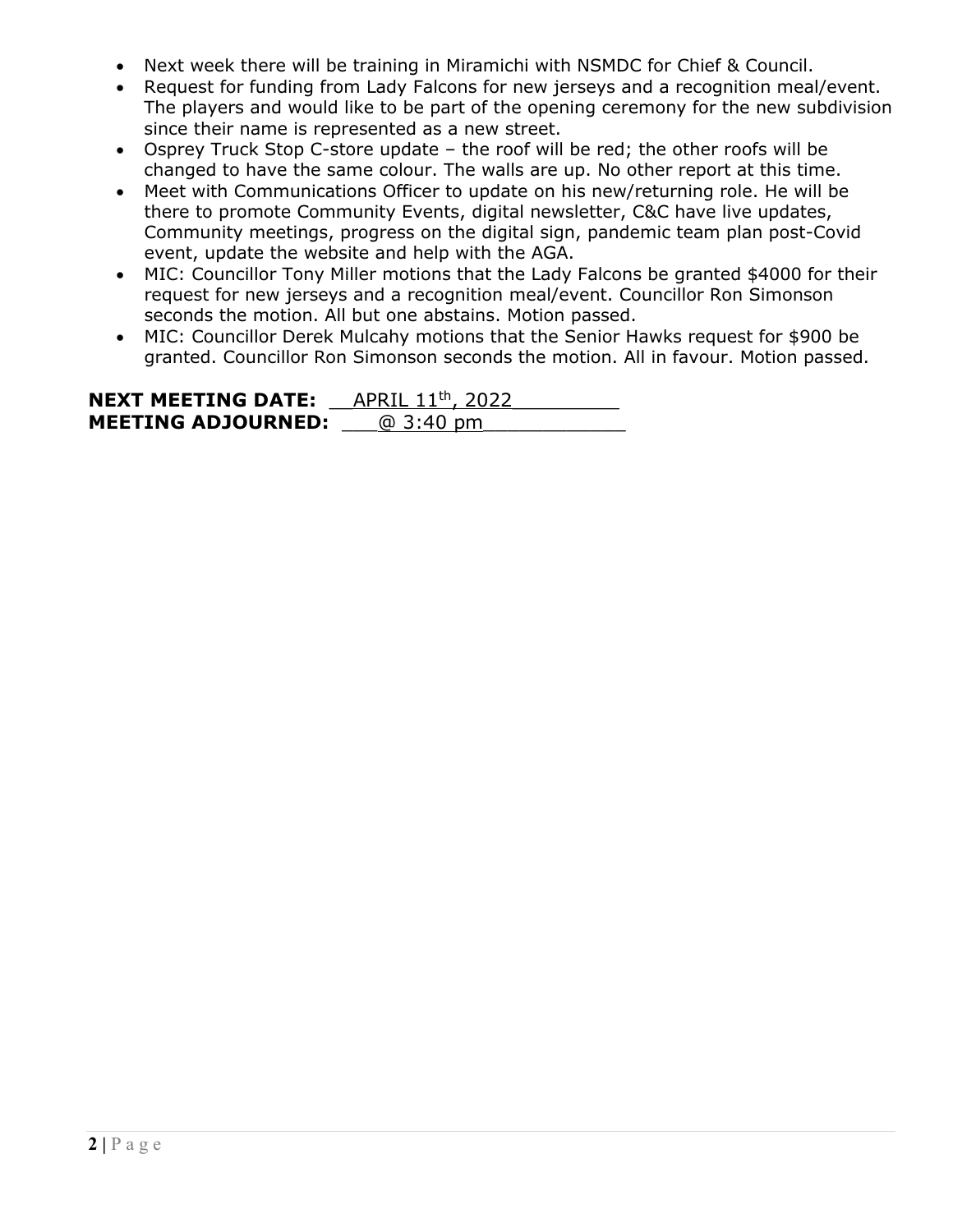- Next week there will be training in Miramichi with NSMDC for Chief & Council.
- Request for funding from Lady Falcons for new jerseys and a recognition meal/event. The players and would like to be part of the opening ceremony for the new subdivision since their name is represented as a new street.
- Osprey Truck Stop C-store update – the roof will be red; the other roofs will be changed to have the same colour. The walls are up. No other report at this time.
- Meet with Communications Officer to update on his new/returning role. He will be there to promote Community Events, digital newsletter, C&C have live updates, Community meetings, progress on the digital sign, pandemic team plan post-Covid event, update the website and help with the AGA.
- MIC: Councillor Tony Miller motions that the Lady Falcons be granted $4000 for their request for new jerseys and a recognition meal/event. Councillor Ron Simonson seconds the motion. All but one abstains. Motion passed.
- MIC: Councillor Derek Mulcahy motions that the Senior Hawks request for $900 be granted. Councillor Ron Simonson seconds the motion. All in favour. Motion passed.

**NEXT MEETING DATE:** APRIL 11th, 2022

**MEETING ADJOURNED:** @ 3:40 pm